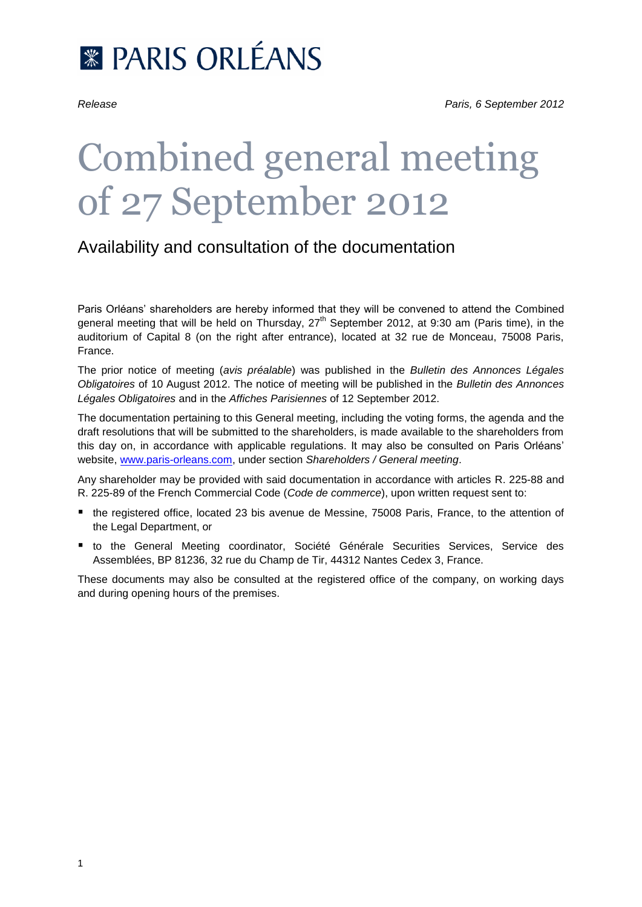PARIS ORLÉANS

*Release* *Paris, 6 September 2012*

# Combined general meeting of 27 September 2012

## Availability and consultation of the documentation

Paris Orléans' shareholders are hereby informed that they will be convened to attend the Combined general meeting that will be held on Thursday, 27th September 2012, at 9:30 am (Paris time), in the auditorium of Capital 8 (on the right after entrance), located at 32 rue de Monceau, 75008 Paris, France.

The prior notice of meeting (*avis préalable*) was published in the *Bulletin des Annonces Légales Obligatoires* of 10 August 2012. The notice of meeting will be published in the *Bulletin des Annonces Légales Obligatoires* and in the *Affiches Parisiennes* of 12 September 2012.

The documentation pertaining to this General meeting, including the voting forms, the agenda and the draft resolutions that will be submitted to the shareholders, is made available to the shareholders from this day on, in accordance with applicable regulations. It may also be consulted on Paris Orléans' website, www.paris-orleans.com, under section *Shareholders / General meeting*.

Any shareholder may be provided with said documentation in accordance with articles R. 225-88 and R. 225-89 of the French Commercial Code (*Code de commerce*), upon written request sent to:

- the registered office, located 23 bis avenue de Messine, 75008 Paris, France, to the attention of the Legal Department, or
- to the General Meeting coordinator, Société Générale Securities Services, Service des Assemblées, BP 81236, 32 rue du Champ de Tir, 44312 Nantes Cedex 3, France.

These documents may also be consulted at the registered office of the company, on working days and during opening hours of the premises.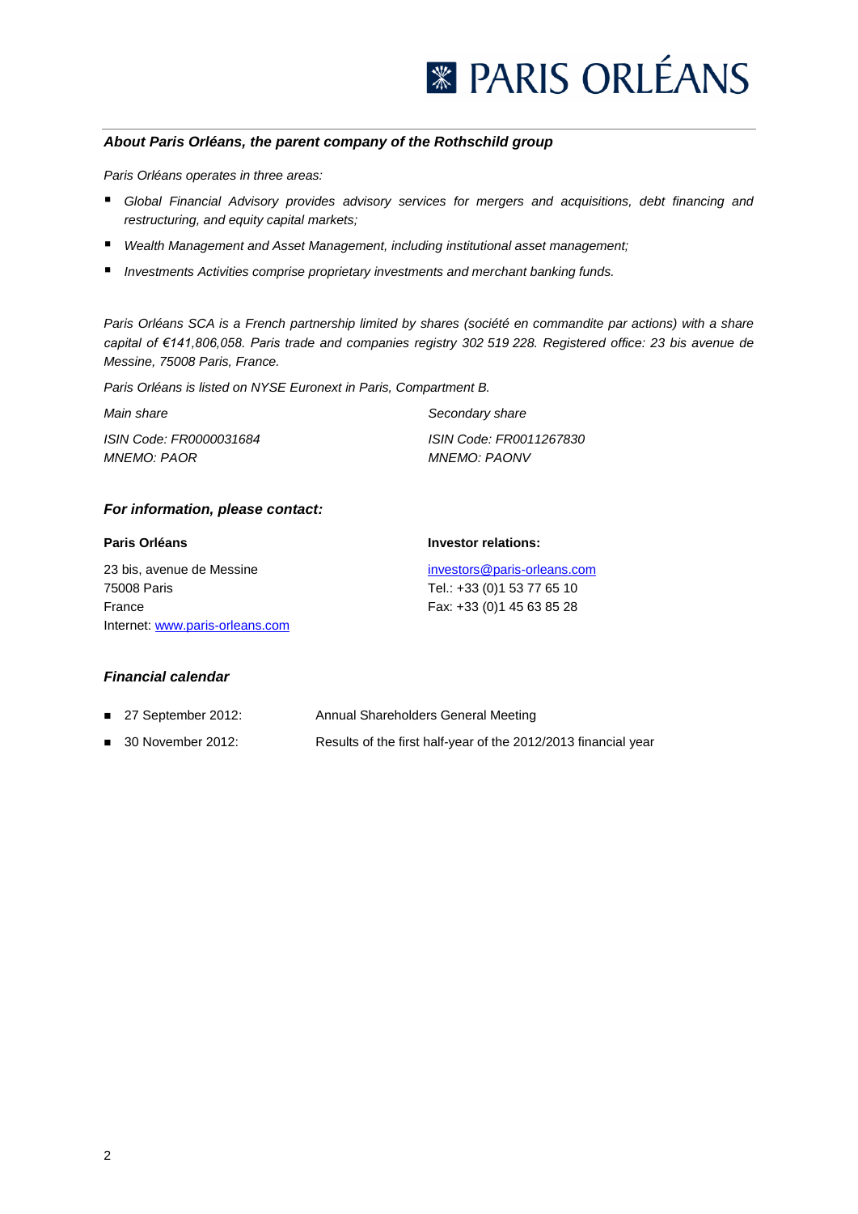### *About Paris Orléans, the parent company of the Rothschild group*

*Paris Orléans operates in three areas:*

- *Global Financial Advisory provides advisory services for mergers and acquisitions, debt financing and restructuring, and equity capital markets;*
- *Wealth Management and Asset Management, including institutional asset management;*
- *Investments Activities comprise proprietary investments and merchant banking funds.*

*Paris Orléans SCA is a French partnership limited by shares (société en commandite par actions) with a share capital of €141,806,058. Paris trade and companies registry 302 519 228. Registered office: 23 bis avenue de Messine, 75008 Paris, France.*

*Paris Orléans is listed on NYSE Euronext in Paris, Compartment B.*

| | |
|---|---|
| *Main share* | *Secondary share* |
| *ISIN Code: FR0000031684* | *ISIN Code: FR0011267830* |
| *MNEMO: PAOR* | *MNEMO: PAONV* |

### *For information, please contact:*

**Paris Orléans**

23 bis, avenue de Messine
75008 Paris
France
Internet: www.paris-orleans.com

**Investor relations:**

investors@paris-orleans.com
Tel.: +33 (0)1 53 77 65 10
Fax: +33 (0)1 45 63 85 28

### *Financial calendar*

- 27 September 2012: Annual Shareholders General Meeting
- 30 November 2012: Results of the first half-year of the 2012/2013 financial year